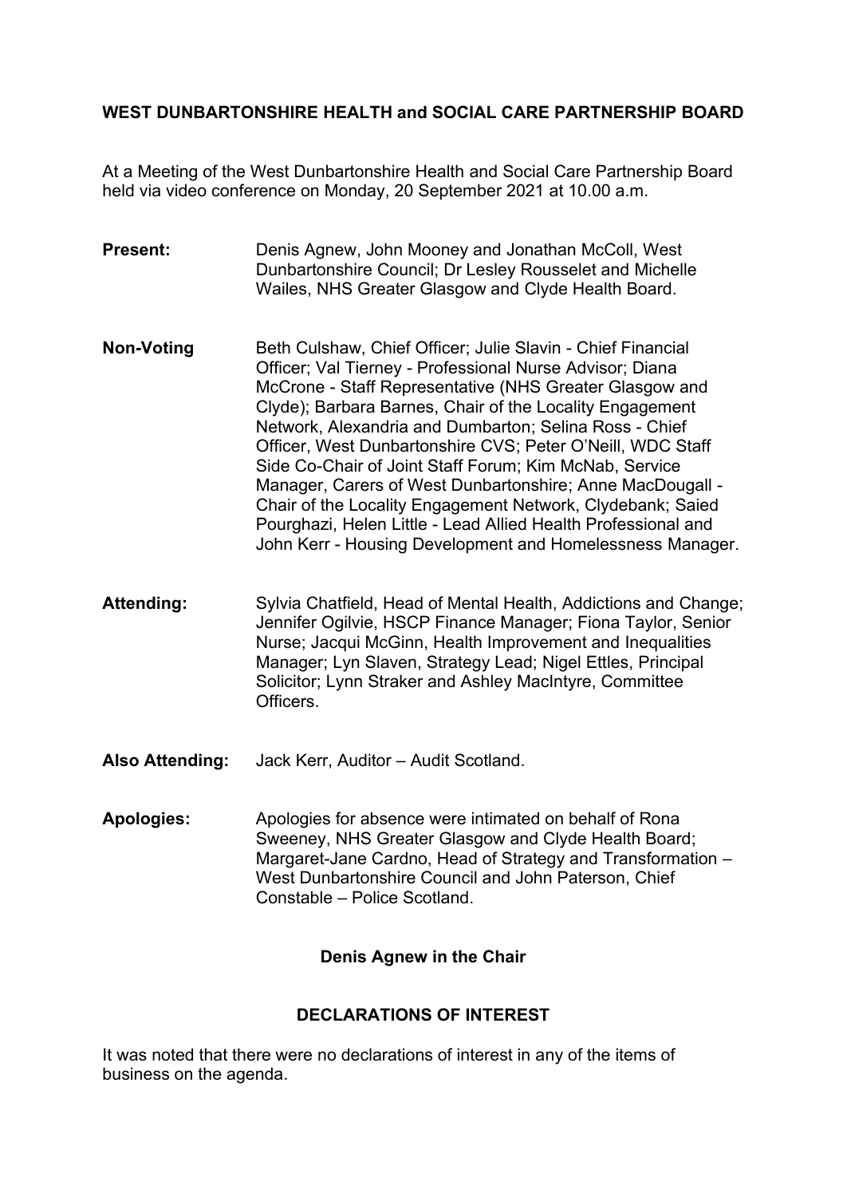# WEST DUNBARTONSHIRE HEALTH and SOCIAL CARE PARTNERSHIP BOARD

At a Meeting of the West Dunbartonshire Health and Social Care Partnership Board held via video conference on Monday, 20 September 2021 at 10.00 a.m.

**Present:** Denis Agnew, John Mooney and Jonathan McColl, West Dunbartonshire Council; Dr Lesley Rousselet and Michelle Wailes, NHS Greater Glasgow and Clyde Health Board.

**Non-Voting** Beth Culshaw, Chief Officer; Julie Slavin - Chief Financial Officer; Val Tierney - Professional Nurse Advisor; Diana McCrone - Staff Representative (NHS Greater Glasgow and Clyde); Barbara Barnes, Chair of the Locality Engagement Network, Alexandria and Dumbarton; Selina Ross - Chief Officer, West Dunbartonshire CVS; Peter O'Neill, WDC Staff Side Co-Chair of Joint Staff Forum; Kim McNab, Service Manager, Carers of West Dunbartonshire; Anne MacDougall - Chair of the Locality Engagement Network, Clydebank; Saied Pourghazi, Helen Little - Lead Allied Health Professional and John Kerr - Housing Development and Homelessness Manager.

**Attending:** Sylvia Chatfield, Head of Mental Health, Addictions and Change; Jennifer Ogilvie, HSCP Finance Manager; Fiona Taylor, Senior Nurse; Jacqui McGinn, Health Improvement and Inequalities Manager; Lyn Slaven, Strategy Lead; Nigel Ettles, Principal Solicitor; Lynn Straker and Ashley MacIntyre, Committee Officers.

**Also Attending:** Jack Kerr, Auditor – Audit Scotland.

**Apologies:** Apologies for absence were intimated on behalf of Rona Sweeney, NHS Greater Glasgow and Clyde Health Board; Margaret-Jane Cardno, Head of Strategy and Transformation – West Dunbartonshire Council and John Paterson, Chief Constable – Police Scotland.

**Denis Agnew in the Chair**

## DECLARATIONS OF INTEREST

It was noted that there were no declarations of interest in any of the items of business on the agenda.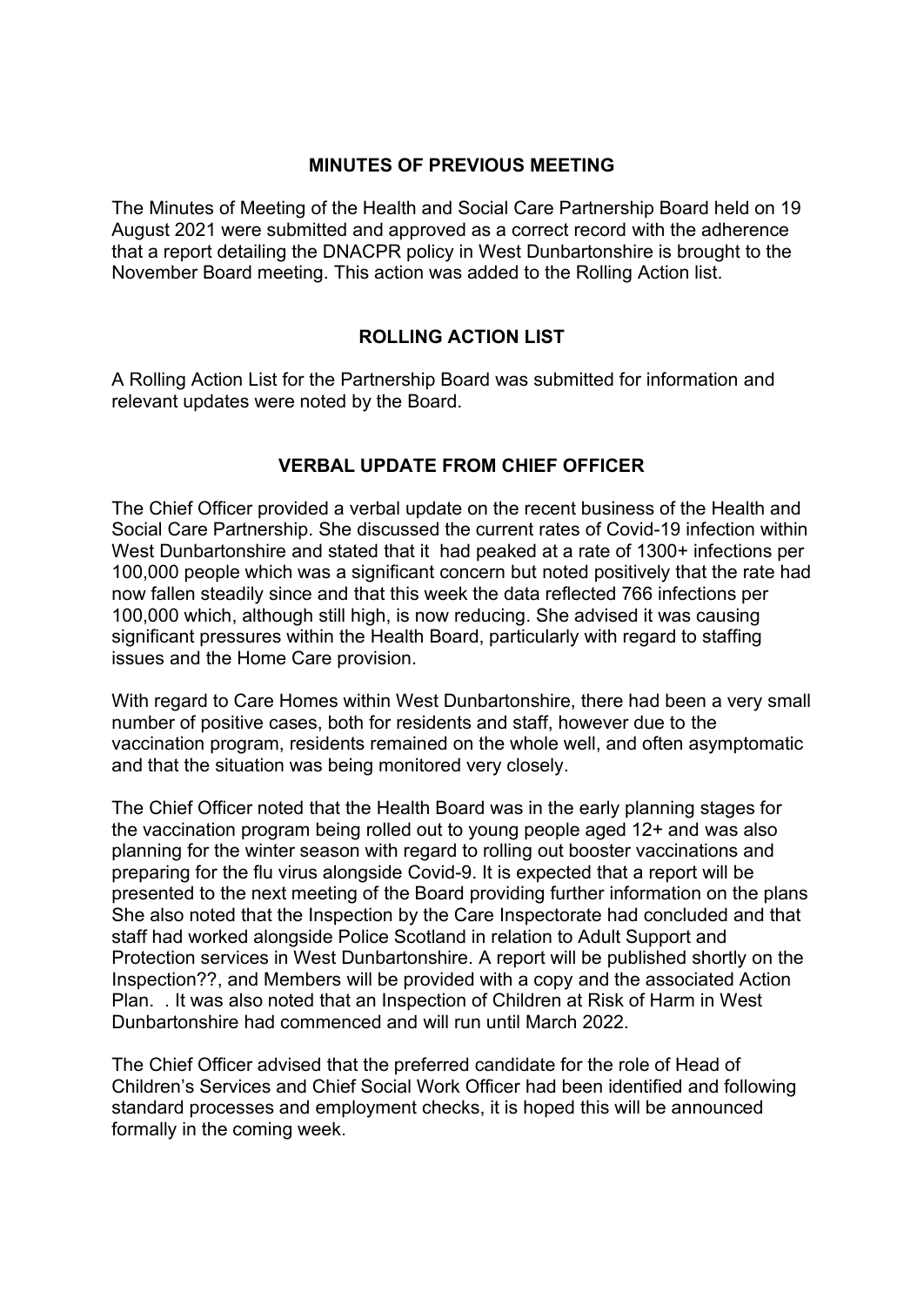## MINUTES OF PREVIOUS MEETING

The Minutes of Meeting of the Health and Social Care Partnership Board held on 19 August 2021 were submitted and approved as a correct record with the adherence that a report detailing the DNACPR policy in West Dunbartonshire is brought to the November Board meeting. This action was added to the Rolling Action list.

## ROLLING ACTION LIST

A Rolling Action List for the Partnership Board was submitted for information and relevant updates were noted by the Board.

## VERBAL UPDATE FROM CHIEF OFFICER

The Chief Officer provided a verbal update on the recent business of the Health and Social Care Partnership. She discussed the current rates of Covid-19 infection within West Dunbartonshire and stated that it  had peaked at a rate of 1300+ infections per 100,000 people which was a significant concern but noted positively that the rate had now fallen steadily since and that this week the data reflected 766 infections per 100,000 which, although still high, is now reducing. She advised it was causing significant pressures within the Health Board, particularly with regard to staffing issues and the Home Care provision.

With regard to Care Homes within West Dunbartonshire, there had been a very small number of positive cases, both for residents and staff, however due to the vaccination program, residents remained on the whole well, and often asymptomatic and that the situation was being monitored very closely.

The Chief Officer noted that the Health Board was in the early planning stages for the vaccination program being rolled out to young people aged 12+ and was also planning for the winter season with regard to rolling out booster vaccinations and preparing for the flu virus alongside Covid-9. It is expected that a report will be presented to the next meeting of the Board providing further information on the plans She also noted that the Inspection by the Care Inspectorate had concluded and that staff had worked alongside Police Scotland in relation to Adult Support and Protection services in West Dunbartonshire. A report will be published shortly on the Inspection??, and Members will be provided with a copy and the associated Action Plan.  . It was also noted that an Inspection of Children at Risk of Harm in West Dunbartonshire had commenced and will run until March 2022.

The Chief Officer advised that the preferred candidate for the role of Head of Children's Services and Chief Social Work Officer had been identified and following standard processes and employment checks, it is hoped this will be announced formally in the coming week.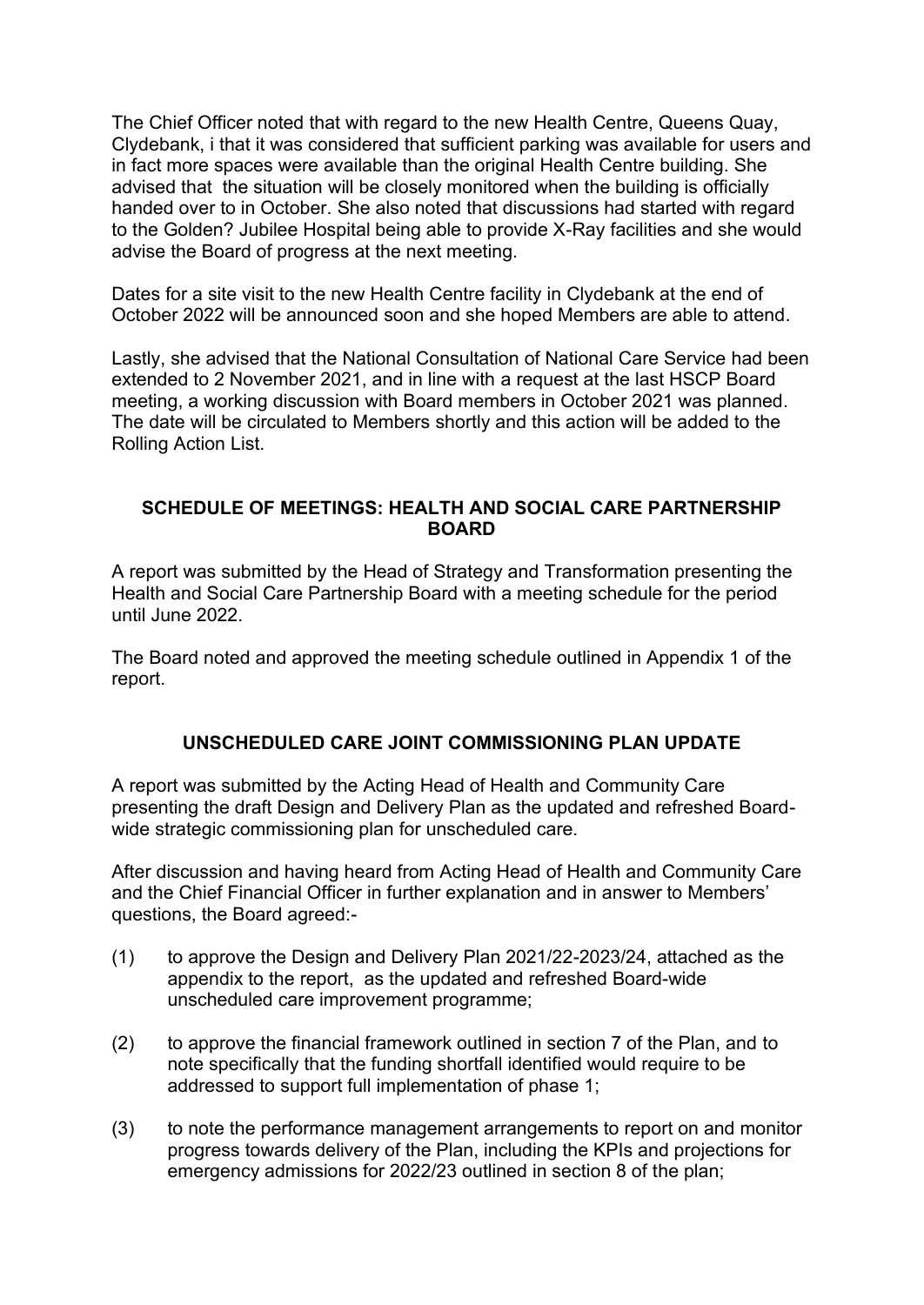The Chief Officer noted that with regard to the new Health Centre, Queens Quay, Clydebank, i that it was considered that sufficient parking was available for users and in fact more spaces were available than the original Health Centre building. She advised that the situation will be closely monitored when the building is officially handed over to in October. She also noted that discussions had started with regard to the Golden? Jubilee Hospital being able to provide X-Ray facilities and she would advise the Board of progress at the next meeting.

Dates for a site visit to the new Health Centre facility in Clydebank at the end of October 2022 will be announced soon and she hoped Members are able to attend.

Lastly, she advised that the National Consultation of National Care Service had been extended to 2 November 2021, and in line with a request at the last HSCP Board meeting, a working discussion with Board members in October 2021 was planned. The date will be circulated to Members shortly and this action will be added to the Rolling Action List.

## SCHEDULE OF MEETINGS: HEALTH AND SOCIAL CARE PARTNERSHIP BOARD

A report was submitted by the Head of Strategy and Transformation presenting the Health and Social Care Partnership Board with a meeting schedule for the period until June 2022.

The Board noted and approved the meeting schedule outlined in Appendix 1 of the report.

## UNSCHEDULED CARE JOINT COMMISSIONING PLAN UPDATE

A report was submitted by the Acting Head of Health and Community Care presenting the draft Design and Delivery Plan as the updated and refreshed Board-wide strategic commissioning plan for unscheduled care.

After discussion and having heard from Acting Head of Health and Community Care and the Chief Financial Officer in further explanation and in answer to Members' questions, the Board agreed:-

(1) to approve the Design and Delivery Plan 2021/22-2023/24, attached as the appendix to the report, as the updated and refreshed Board-wide unscheduled care improvement programme;

(2) to approve the financial framework outlined in section 7 of the Plan, and to note specifically that the funding shortfall identified would require to be addressed to support full implementation of phase 1;

(3) to note the performance management arrangements to report on and monitor progress towards delivery of the Plan, including the KPIs and projections for emergency admissions for 2022/23 outlined in section 8 of the plan;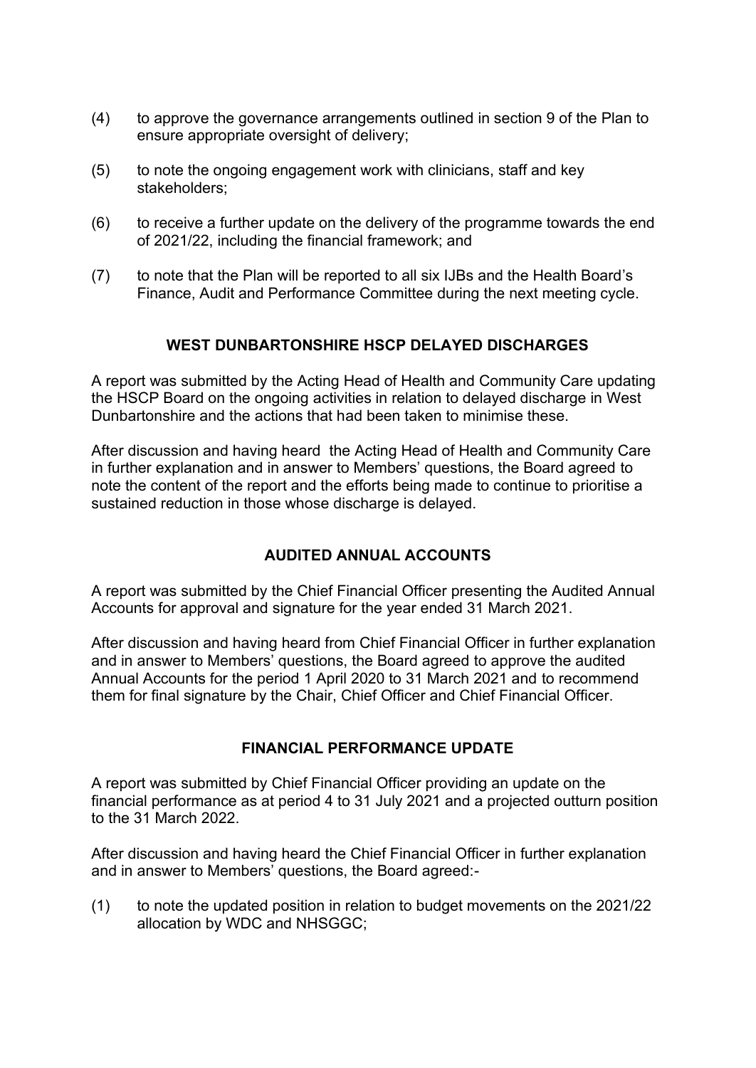(4) to approve the governance arrangements outlined in section 9 of the Plan to ensure appropriate oversight of delivery;

(5) to note the ongoing engagement work with clinicians, staff and key stakeholders;

(6) to receive a further update on the delivery of the programme towards the end of 2021/22, including the financial framework; and

(7) to note that the Plan will be reported to all six IJBs and the Health Board's Finance, Audit and Performance Committee during the next meeting cycle.

## WEST DUNBARTONSHIRE HSCP DELAYED DISCHARGES

A report was submitted by the Acting Head of Health and Community Care updating the HSCP Board on the ongoing activities in relation to delayed discharge in West Dunbartonshire and the actions that had been taken to minimise these.

After discussion and having heard the Acting Head of Health and Community Care in further explanation and in answer to Members' questions, the Board agreed to note the content of the report and the efforts being made to continue to prioritise a sustained reduction in those whose discharge is delayed.

## AUDITED ANNUAL ACCOUNTS

A report was submitted by the Chief Financial Officer presenting the Audited Annual Accounts for approval and signature for the year ended 31 March 2021.

After discussion and having heard from Chief Financial Officer in further explanation and in answer to Members' questions, the Board agreed to approve the audited Annual Accounts for the period 1 April 2020 to 31 March 2021 and to recommend them for final signature by the Chair, Chief Officer and Chief Financial Officer.

## FINANCIAL PERFORMANCE UPDATE

A report was submitted by Chief Financial Officer providing an update on the financial performance as at period 4 to 31 July 2021 and a projected outturn position to the 31 March 2022.

After discussion and having heard the Chief Financial Officer in further explanation and in answer to Members' questions, the Board agreed:-

(1) to note the updated position in relation to budget movements on the 2021/22 allocation by WDC and NHSGGC;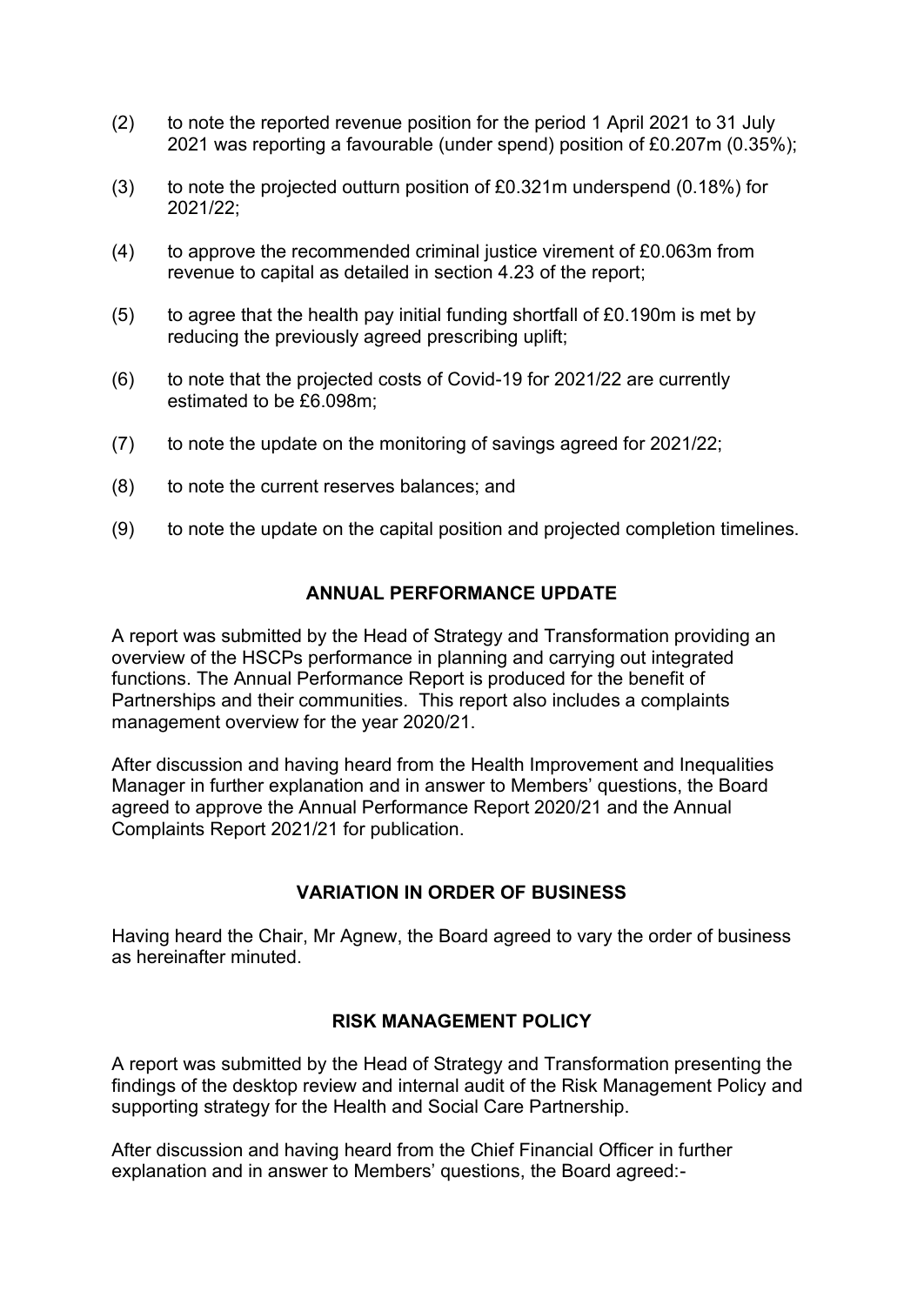(2) to note the reported revenue position for the period 1 April 2021 to 31 July 2021 was reporting a favourable (under spend) position of £0.207m (0.35%);

(3) to note the projected outturn position of £0.321m underspend (0.18%) for 2021/22;

(4) to approve the recommended criminal justice virement of £0.063m from revenue to capital as detailed in section 4.23 of the report;

(5) to agree that the health pay initial funding shortfall of £0.190m is met by reducing the previously agreed prescribing uplift;

(6) to note that the projected costs of Covid-19 for 2021/22 are currently estimated to be £6.098m;

(7) to note the update on the monitoring of savings agreed for 2021/22;

(8) to note the current reserves balances; and

(9) to note the update on the capital position and projected completion timelines.

## ANNUAL PERFORMANCE UPDATE

A report was submitted by the Head of Strategy and Transformation providing an overview of the HSCPs performance in planning and carrying out integrated functions. The Annual Performance Report is produced for the benefit of Partnerships and their communities. This report also includes a complaints management overview for the year 2020/21.

After discussion and having heard from the Health Improvement and Inequalities Manager in further explanation and in answer to Members' questions, the Board agreed to approve the Annual Performance Report 2020/21 and the Annual Complaints Report 2021/21 for publication.

## VARIATION IN ORDER OF BUSINESS

Having heard the Chair, Mr Agnew, the Board agreed to vary the order of business as hereinafter minuted.

## RISK MANAGEMENT POLICY

A report was submitted by the Head of Strategy and Transformation presenting the findings of the desktop review and internal audit of the Risk Management Policy and supporting strategy for the Health and Social Care Partnership.

After discussion and having heard from the Chief Financial Officer in further explanation and in answer to Members' questions, the Board agreed:-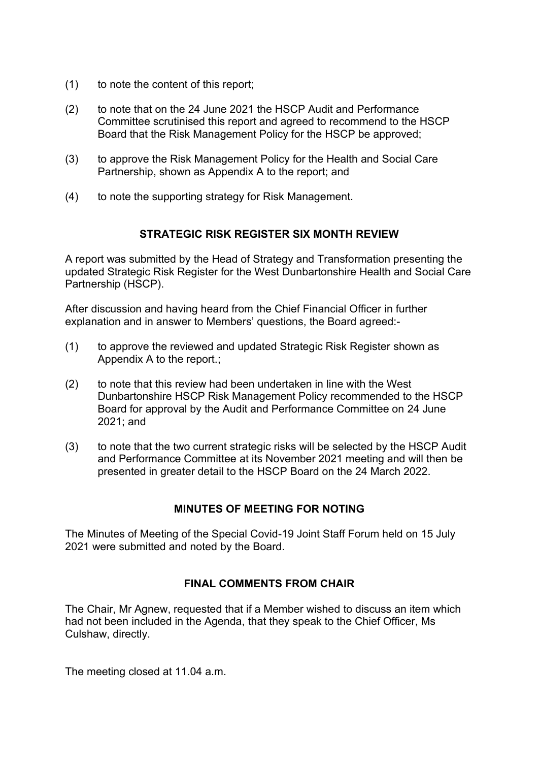(1) to note the content of this report;

(2) to note that on the 24 June 2021 the HSCP Audit and Performance Committee scrutinised this report and agreed to recommend to the HSCP Board that the Risk Management Policy for the HSCP be approved;

(3) to approve the Risk Management Policy for the Health and Social Care Partnership, shown as Appendix A to the report; and

(4) to note the supporting strategy for Risk Management.

## STRATEGIC RISK REGISTER SIX MONTH REVIEW

A report was submitted by the Head of Strategy and Transformation presenting the updated Strategic Risk Register for the West Dunbartonshire Health and Social Care Partnership (HSCP).

After discussion and having heard from the Chief Financial Officer in further explanation and in answer to Members' questions, the Board agreed:-

(1) to approve the reviewed and updated Strategic Risk Register shown as Appendix A to the report.;

(2) to note that this review had been undertaken in line with the West Dunbartonshire HSCP Risk Management Policy recommended to the HSCP Board for approval by the Audit and Performance Committee on 24 June 2021; and

(3) to note that the two current strategic risks will be selected by the HSCP Audit and Performance Committee at its November 2021 meeting and will then be presented in greater detail to the HSCP Board on the 24 March 2022.

## MINUTES OF MEETING FOR NOTING

The Minutes of Meeting of the Special Covid-19 Joint Staff Forum held on 15 July 2021 were submitted and noted by the Board.

## FINAL COMMENTS FROM CHAIR

The Chair, Mr Agnew, requested that if a Member wished to discuss an item which had not been included in the Agenda, that they speak to the Chief Officer, Ms Culshaw, directly.

The meeting closed at 11.04 a.m.